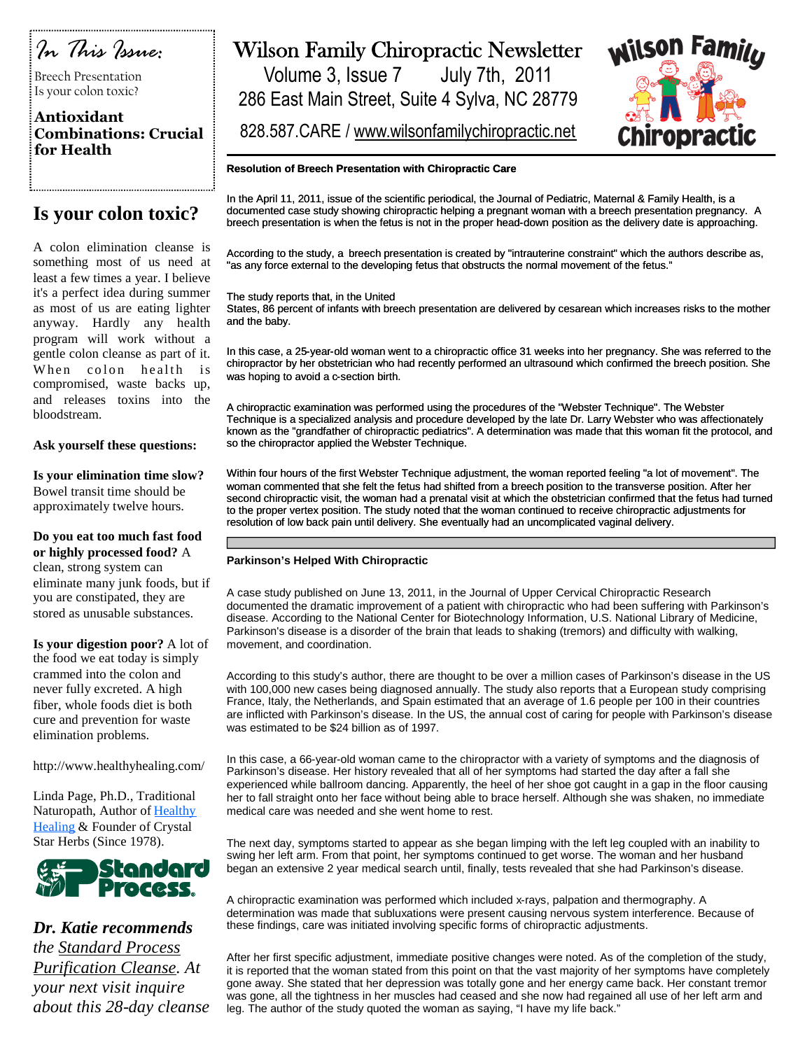# Wilson Family Chiropractic Newsletter

Volume 3, Issue 7    July 7th, 2011

286 East Main Street, Suite 4 Sylva, NC 28779

828.587.CARE / www.wilsonfamilychiropractic.net

## In This Issue:

Breech Presentation

Is your colon toxic?

**Antioxidant Combinations: Crucial for Health**

## Is your colon toxic?

A colon elimination cleanse is something most of us need at least a few times a year. I believe it's a perfect idea during summer as most of us are eating lighter anyway. Hardly any health program will work without a gentle colon cleanse as part of it. When colon health is compromised, waste backs up, and releases toxins into the bloodstream.

**Ask yourself these questions:**

**Is your elimination time slow?** Bowel transit time should be approximately twelve hours.

**Do you eat too much fast food or highly processed food?** A clean, strong system can eliminate many junk foods, but if you are constipated, they are stored as unusable substances.

**Is your digestion poor?** A lot of the food we eat today is simply crammed into the colon and never fully excreted. A high fiber, whole foods diet is both cure and prevention for waste elimination problems.

http://www.healthyhealing.com/

Linda Page, Ph.D., Traditional Naturopath, Author of Healthy Healing & Founder of Crystal Star Herbs (Since 1978).

Standard Process

***Dr. Katie recommends*** *the Standard Process Purification Cleanse. At your next visit inquire about this 28-day cleanse*

### Resolution of Breech Presentation with Chiropractic Care

In the April 11, 2011, issue of the scientific periodical, the Journal of Pediatric, Maternal & Family Health, is a documented case study showing chiropractic helping a pregnant woman with a breech presentation pregnancy. A breech presentation is when the fetus is not in the proper head-down position as the delivery date is approaching.

According to the study, a breech presentation is created by "intrauterine constraint" which the authors describe as, "as any force external to the developing fetus that obstructs the normal movement of the fetus."

The study reports that, in the United States, 86 percent of infants with breech presentation are delivered by cesarean which increases risks to the mother and the baby.

In this case, a 25-year-old woman went to a chiropractic office 31 weeks into her pregnancy. She was referred to the chiropractor by her obstetrician who had recently performed an ultrasound which confirmed the breech position. She was hoping to avoid a c-section birth.

A chiropractic examination was performed using the procedures of the "Webster Technique". The Webster Technique is a specialized analysis and procedure developed by the late Dr. Larry Webster who was affectionately known as the "grandfather of chiropractic pediatrics". A determination was made that this woman fit the protocol, and so the chiropractor applied the Webster Technique.

Within four hours of the first Webster Technique adjustment, the woman reported feeling "a lot of movement". The woman commented that she felt the fetus had shifted from a breech position to the transverse position. After her second chiropractic visit, the woman had a prenatal visit at which the obstetrician confirmed that the fetus had turned to the proper vertex position. The study noted that the woman continued to receive chiropractic adjustments for resolution of low back pain until delivery. She eventually had an uncomplicated vaginal delivery.

### Parkinson's Helped With Chiropractic

A case study published on June 13, 2011, in the Journal of Upper Cervical Chiropractic Research documented the dramatic improvement of a patient with chiropractic who had been suffering with Parkinson's disease. According to the National Center for Biotechnology Information, U.S. National Library of Medicine, Parkinson's disease is a disorder of the brain that leads to shaking (tremors) and difficulty with walking, movement, and coordination.

According to this study's author, there are thought to be over a million cases of Parkinson's disease in the US with 100,000 new cases being diagnosed annually. The study also reports that a European study comprising France, Italy, the Netherlands, and Spain estimated that an average of 1.6 people per 100 in their countries are inflicted with Parkinson's disease. In the US, the annual cost of caring for people with Parkinson's disease was estimated to be $24 billion as of 1997.

In this case, a 66-year-old woman came to the chiropractor with a variety of symptoms and the diagnosis of Parkinson's disease. Her history revealed that all of her symptoms had started the day after a fall she experienced while ballroom dancing. Apparently, the heel of her shoe got caught in a gap in the floor causing her to fall straight onto her face without being able to brace herself. Although she was shaken, no immediate medical care was needed and she went home to rest.

The next day, symptoms started to appear as she began limping with the left leg coupled with an inability to swing her left arm. From that point, her symptoms continued to get worse. The woman and her husband began an extensive 2 year medical search until, finally, tests revealed that she had Parkinson's disease.

A chiropractic examination was performed which included x-rays, palpation and thermography. A determination was made that subluxations were present causing nervous system interference. Because of these findings, care was initiated involving specific forms of chiropractic adjustments.

After her first specific adjustment, immediate positive changes were noted. As of the completion of the study, it is reported that the woman stated from this point on that the vast majority of her symptoms have completely gone away. She stated that her depression was totally gone and her energy came back. Her constant tremor was gone, all the tightness in her muscles had ceased and she now had regained all use of her left arm and leg. The author of the study quoted the woman as saying, "I have my life back."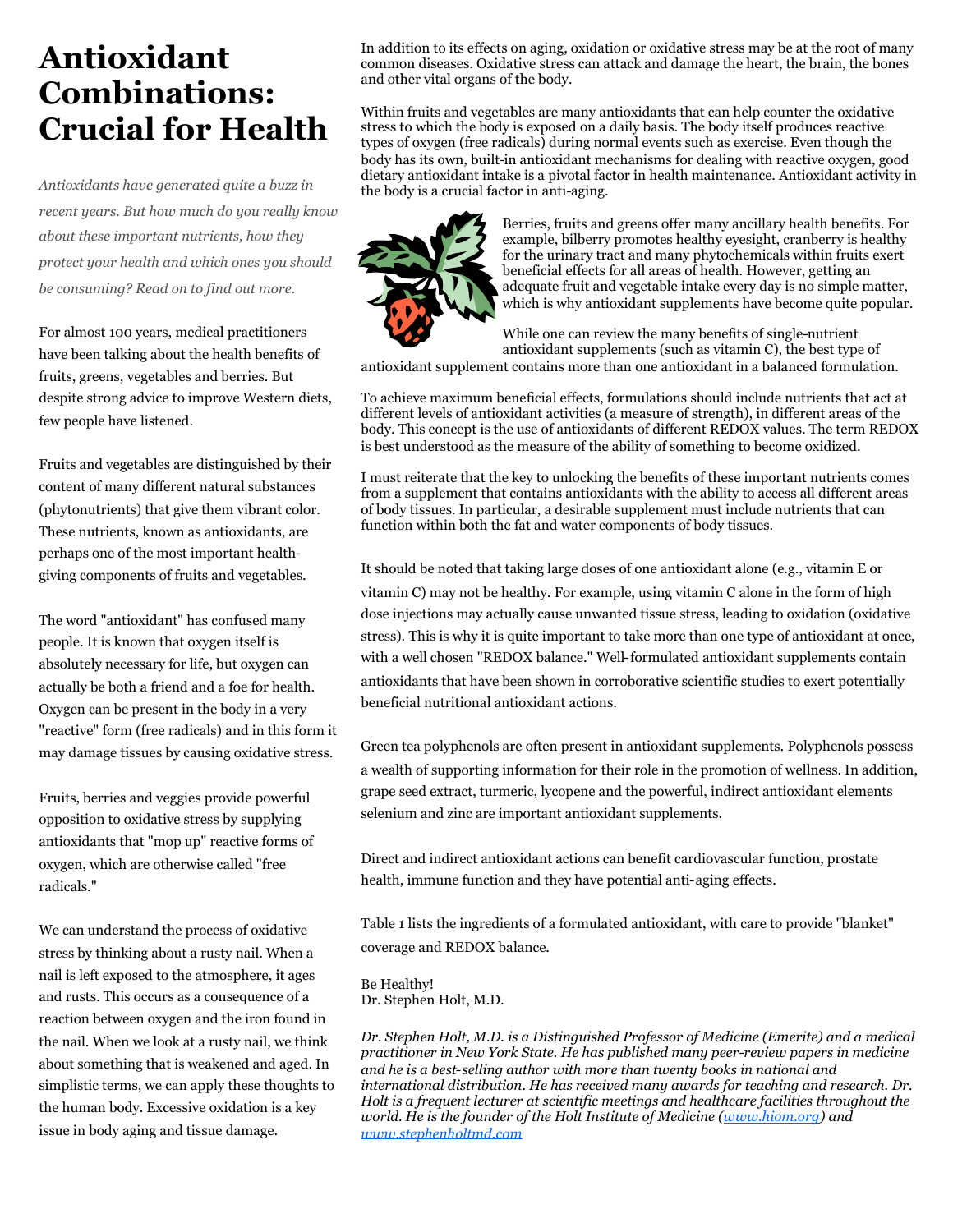# Antioxidant Combinations: Crucial for Health

*Antioxidants have generated quite a buzz in recent years. But how much do you really know about these important nutrients, how they protect your health and which ones you should be consuming? Read on to find out more.*

For almost 100 years, medical practitioners have been talking about the health benefits of fruits, greens, vegetables and berries. But despite strong advice to improve Western diets, few people have listened.

Fruits and vegetables are distinguished by their content of many different natural substances (phytonutrients) that give them vibrant color. These nutrients, known as antioxidants, are perhaps one of the most important health-giving components of fruits and vegetables.

The word "antioxidant" has confused many people. It is known that oxygen itself is absolutely necessary for life, but oxygen can actually be both a friend and a foe for health. Oxygen can be present in the body in a very "reactive" form (free radicals) and in this form it may damage tissues by causing oxidative stress.

Fruits, berries and veggies provide powerful opposition to oxidative stress by supplying antioxidants that "mop up" reactive forms of oxygen, which are otherwise called "free radicals."

We can understand the process of oxidative stress by thinking about a rusty nail. When a nail is left exposed to the atmosphere, it ages and rusts. This occurs as a consequence of a reaction between oxygen and the iron found in the nail. When we look at a rusty nail, we think about something that is weakened and aged. In simplistic terms, we can apply these thoughts to the human body. Excessive oxidation is a key issue in body aging and tissue damage.

In addition to its effects on aging, oxidation or oxidative stress may be at the root of many common diseases. Oxidative stress can attack and damage the heart, the brain, the bones and other vital organs of the body.

Within fruits and vegetables are many antioxidants that can help counter the oxidative stress to which the body is exposed on a daily basis. The body itself produces reactive types of oxygen (free radicals) during normal events such as exercise. Even though the body has its own, built-in antioxidant mechanisms for dealing with reactive oxygen, good dietary antioxidant intake is a pivotal factor in health maintenance. Antioxidant activity in the body is a crucial factor in anti-aging.

Berries, fruits and greens offer many ancillary health benefits. For example, bilberry promotes healthy eyesight, cranberry is healthy for the urinary tract and many phytochemicals within fruits exert beneficial effects for all areas of health. However, getting an adequate fruit and vegetable intake every day is no simple matter, which is why antioxidant supplements have become quite popular.

While one can review the many benefits of single-nutrient antioxidant supplements (such as vitamin C), the best type of antioxidant supplement contains more than one antioxidant in a balanced formulation.

To achieve maximum beneficial effects, formulations should include nutrients that act at different levels of antioxidant activities (a measure of strength), in different areas of the body. This concept is the use of antioxidants of different REDOX values. The term REDOX is best understood as the measure of the ability of something to become oxidized.

I must reiterate that the key to unlocking the benefits of these important nutrients comes from a supplement that contains antioxidants with the ability to access all different areas of body tissues. In particular, a desirable supplement must include nutrients that can function within both the fat and water components of body tissues.

It should be noted that taking large doses of one antioxidant alone (e.g., vitamin E or vitamin C) may not be healthy. For example, using vitamin C alone in the form of high dose injections may actually cause unwanted tissue stress, leading to oxidation (oxidative stress). This is why it is quite important to take more than one type of antioxidant at once, with a well chosen "REDOX balance." Well-formulated antioxidant supplements contain antioxidants that have been shown in corroborative scientific studies to exert potentially beneficial nutritional antioxidant actions.

Green tea polyphenols are often present in antioxidant supplements. Polyphenols possess a wealth of supporting information for their role in the promotion of wellness. In addition, grape seed extract, turmeric, lycopene and the powerful, indirect antioxidant elements selenium and zinc are important antioxidant supplements.

Direct and indirect antioxidant actions can benefit cardiovascular function, prostate health, immune function and they have potential anti-aging effects.

Table 1 lists the ingredients of a formulated antioxidant, with care to provide "blanket" coverage and REDOX balance.

Be Healthy!
Dr. Stephen Holt, M.D.

*Dr. Stephen Holt, M.D. is a Distinguished Professor of Medicine (Emerite) and a medical practitioner in New York State. He has published many peer-review papers in medicine and he is a best-selling author with more than twenty books in national and international distribution. He has received many awards for teaching and research. Dr. Holt is a frequent lecturer at scientific meetings and healthcare facilities throughout the world. He is the founder of the Holt Institute of Medicine ([www.hiom.org](http://www.hiom.org)) and [www.stephenholtmd.com](http://www.stephenholtmd.com)*